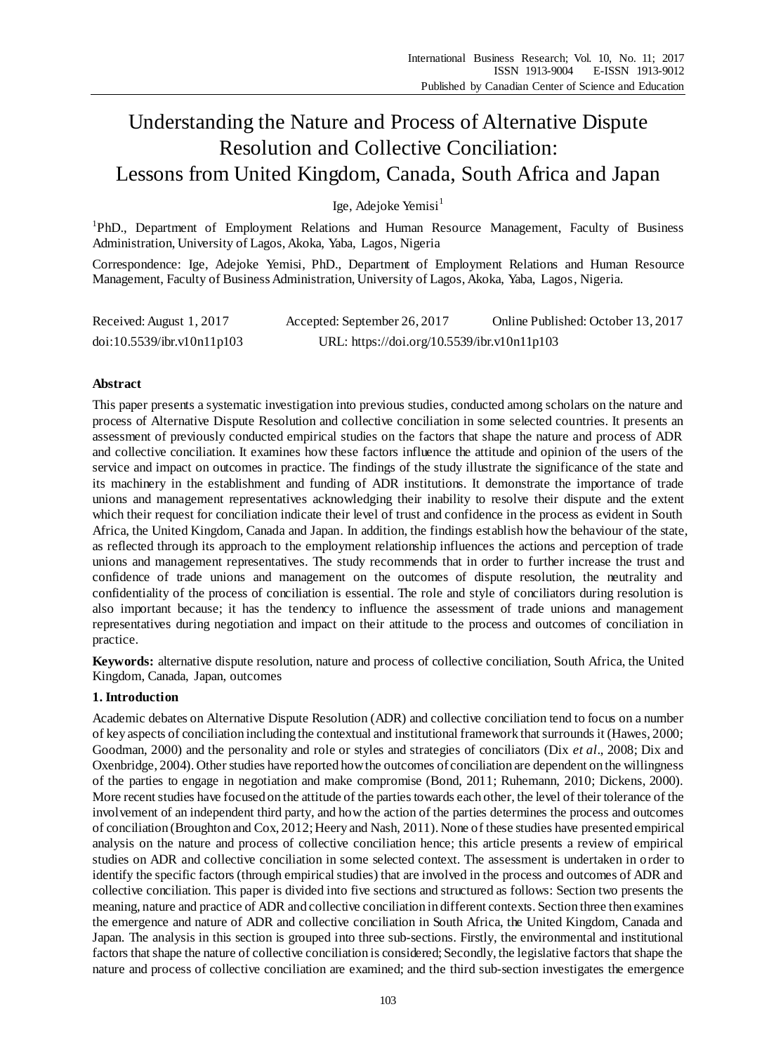# Understanding the Nature and Process of Alternative Dispute Resolution and Collective Conciliation: Lessons from United Kingdom, Canada, South Africa and Japan

Ige, Adejoke Yemisi[1]

[1]PhD., Department of Employment Relations and Human Resource Management, Faculty of Business Administration, University of Lagos, Akoka, Yaba, Lagos, Nigeria

Correspondence: Ige, Adejoke Yemisi, PhD., Department of Employment Relations and Human Resource Management, Faculty of Business Administration, University of Lagos, Akoka, Yaba, Lagos, Nigeria.

Received: August 1, 2017 Accepted: September 26, 2017 Online Published: October 13, 2017

doi:10.5539/ibr.v10n11p103 URL: https://doi.org/10.5539/ibr.v10n11p103

## Abstract

This paper presents a systematic investigation into previous studies, conducted among scholars on the nature and process of Alternative Dispute Resolution and collective conciliation in some selected countries. It presents an assessment of previously conducted empirical studies on the factors that shape the nature and process of ADR and collective conciliation. It examines how these factors influence the attitude and opinion of the users of the service and impact on outcomes in practice. The findings of the study illustrate the significance of the state and its machinery in the establishment and funding of ADR institutions. It demonstrate the importance of trade unions and management representatives acknowledging their inability to resolve their dispute and the extent which their request for conciliation indicate their level of trust and confidence in the process as evident in South Africa, the United Kingdom, Canada and Japan. In addition, the findings establish how the behaviour of the state, as reflected through its approach to the employment relationship influences the actions and perception of trade unions and management representatives. The study recommends that in order to further increase the trust and confidence of trade unions and management on the outcomes of dispute resolution, the neutrality and confidentiality of the process of conciliation is essential. The role and style of conciliators during resolution is also important because; it has the tendency to influence the assessment of trade unions and management representatives during negotiation and impact on their attitude to the process and outcomes of conciliation in practice.

**Keywords:** alternative dispute resolution, nature and process of collective conciliation, South Africa, the United Kingdom, Canada, Japan, outcomes

## 1. Introduction

Academic debates on Alternative Dispute Resolution (ADR) and collective conciliation tend to focus on a number of key aspects of conciliation including the contextual and institutional framework that surrounds it (Hawes, 2000; Goodman, 2000) and the personality and role or styles and strategies of conciliators (Dix *et al*., 2008; Dix and Oxenbridge, 2004). Other studies have reported how the outcomes of conciliation are dependent on the willingness of the parties to engage in negotiation and make compromise (Bond, 2011; Ruhemann, 2010; Dickens, 2000). More recent studies have focused on the attitude of the parties towards each other, the level of their tolerance of the involvement of an independent third party, and how the action of the parties determines the process and outcomes of conciliation (Broughton and Cox, 2012; Heery and Nash, 2011). None of these studies have presented empirical analysis on the nature and process of collective conciliation hence; this article presents a review of empirical studies on ADR and collective conciliation in some selected context. The assessment is undertaken in order to identify the specific factors (through empirical studies) that are involved in the process and outcomes of ADR and collective conciliation. This paper is divided into five sections and structured as follows: Section two presents the meaning, nature and practice of ADR and collective conciliation in different contexts. Section three then examines the emergence and nature of ADR and collective conciliation in South Africa, the United Kingdom, Canada and Japan. The analysis in this section is grouped into three sub-sections. Firstly, the environmental and institutional factors that shape the nature of collective conciliation is considered; Secondly, the legislative factors that shape the nature and process of collective conciliation are examined; and the third sub-section investigates the emergence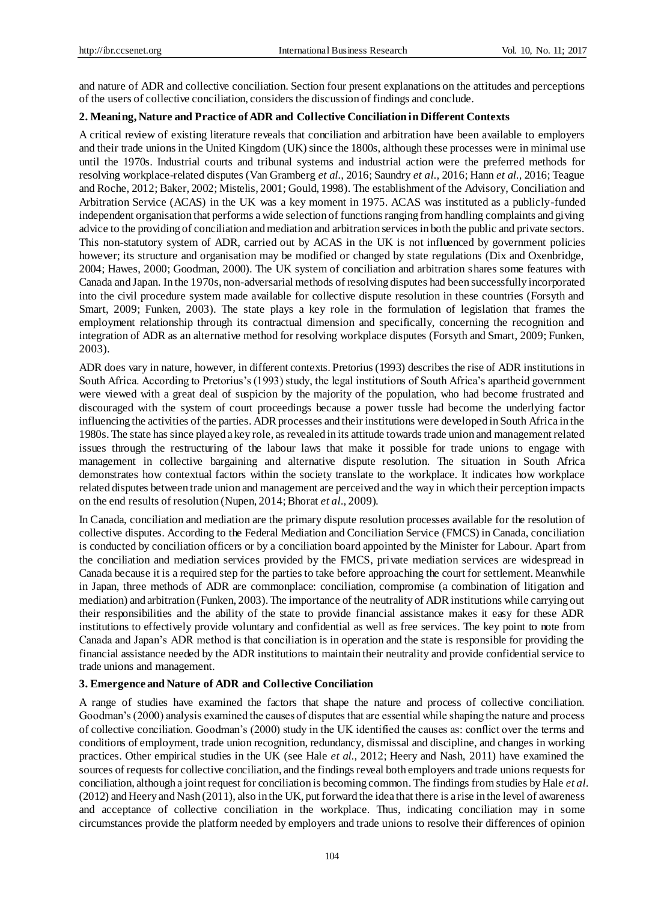and nature of ADR and collective conciliation. Section four present explanations on the attitudes and perceptions of the users of collective conciliation, considers the discussion of findings and conclude.

## 2. Meaning, Nature and Practice of ADR and Collective Conciliation in Different Contexts

A critical review of existing literature reveals that conciliation and arbitration have been available to employers and their trade unions in the United Kingdom (UK) since the 1800s, although these processes were in minimal use until the 1970s. Industrial courts and tribunal systems and industrial action were the preferred methods for resolving workplace-related disputes (Van Gramberg *et al.,* 2016; Saundry *et al.,* 2016; Hann *et al.,* 2016; Teague and Roche, 2012; Baker, 2002; Mistelis, 2001; Gould, 1998). The establishment of the Advisory, Conciliation and Arbitration Service (ACAS) in the UK was a key moment in 1975. ACAS was instituted as a publicly-funded independent organisation that performs a wide selection of functions ranging from handling complaints and giving advice to the providing of conciliation and mediation and arbitration services in both the public and private sectors. This non-statutory system of ADR, carried out by ACAS in the UK is not influenced by government policies however; its structure and organisation may be modified or changed by state regulations (Dix and Oxenbridge, 2004; Hawes, 2000; Goodman, 2000). The UK system of conciliation and arbitration shares some features with Canada and Japan. In the 1970s, non-adversarial methods of resolving disputes had been successfully incorporated into the civil procedure system made available for collective dispute resolution in these countries (Forsyth and Smart, 2009; Funken, 2003). The state plays a key role in the formulation of legislation that frames the employment relationship through its contractual dimension and specifically, concerning the recognition and integration of ADR as an alternative method for resolving workplace disputes (Forsyth and Smart, 2009; Funken, 2003).

ADR does vary in nature, however, in different contexts. Pretorius (1993) describes the rise of ADR institutions in South Africa. According to Pretorius's (1993) study, the legal institutions of South Africa's apartheid government were viewed with a great deal of suspicion by the majority of the population, who had become frustrated and discouraged with the system of court proceedings because a power tussle had become the underlying factor influencing the activities of the parties. ADR processes and their institutions were developed in South Africa in the 1980s. The state has since played a key role, as revealed in its attitude towards trade union and management related issues through the restructuring of the labour laws that make it possible for trade unions to engage with management in collective bargaining and alternative dispute resolution. The situation in South Africa demonstrates how contextual factors within the society translate to the workplace. It indicates how workplace related disputes between trade union and management are perceived and the way in which their perception impacts on the end results of resolution (Nupen, 2014; Bhorat *et al.,* 2009).

In Canada, conciliation and mediation are the primary dispute resolution processes available for the resolution of collective disputes. According to the Federal Mediation and Conciliation Service (FMCS) in Canada, conciliation is conducted by conciliation officers or by a conciliation board appointed by the Minister for Labour. Apart from the conciliation and mediation services provided by the FMCS, private mediation services are widespread in Canada because it is a required step for the parties to take before approaching the court for settlement. Meanwhile in Japan, three methods of ADR are commonplace: conciliation, compromise (a combination of litigation and mediation) and arbitration (Funken, 2003). The importance of the neutrality of ADR institutions while carrying out their responsibilities and the ability of the state to provide financial assistance makes it easy for these ADR institutions to effectively provide voluntary and confidential as well as free services. The key point to note from Canada and Japan's ADR method is that conciliation is in operation and the state is responsible for providing the financial assistance needed by the ADR institutions to maintain their neutrality and provide confidential service to trade unions and management.

## 3. Emergence and Nature of ADR and Collective Conciliation

A range of studies have examined the factors that shape the nature and process of collective conciliation. Goodman's (2000) analysis examined the causes of disputes that are essential while shaping the nature and process of collective conciliation. Goodman's (2000) study in the UK identified the causes as: conflict over the terms and conditions of employment, trade union recognition, redundancy, dismissal and discipline, and changes in working practices. Other empirical studies in the UK (see Hale *et al.,* 2012; Heery and Nash, 2011) have examined the sources of requests for collective conciliation, and the findings reveal both employers and trade unions requests for conciliation, although a joint request for conciliation is becoming common. The findings from studies by Hale *et al.* (2012) and Heery and Nash (2011), also in the UK, put forward the idea that there is a rise in the level of awareness and acceptance of collective conciliation in the workplace. Thus, indicating conciliation may in some circumstances provide the platform needed by employers and trade unions to resolve their differences of opinion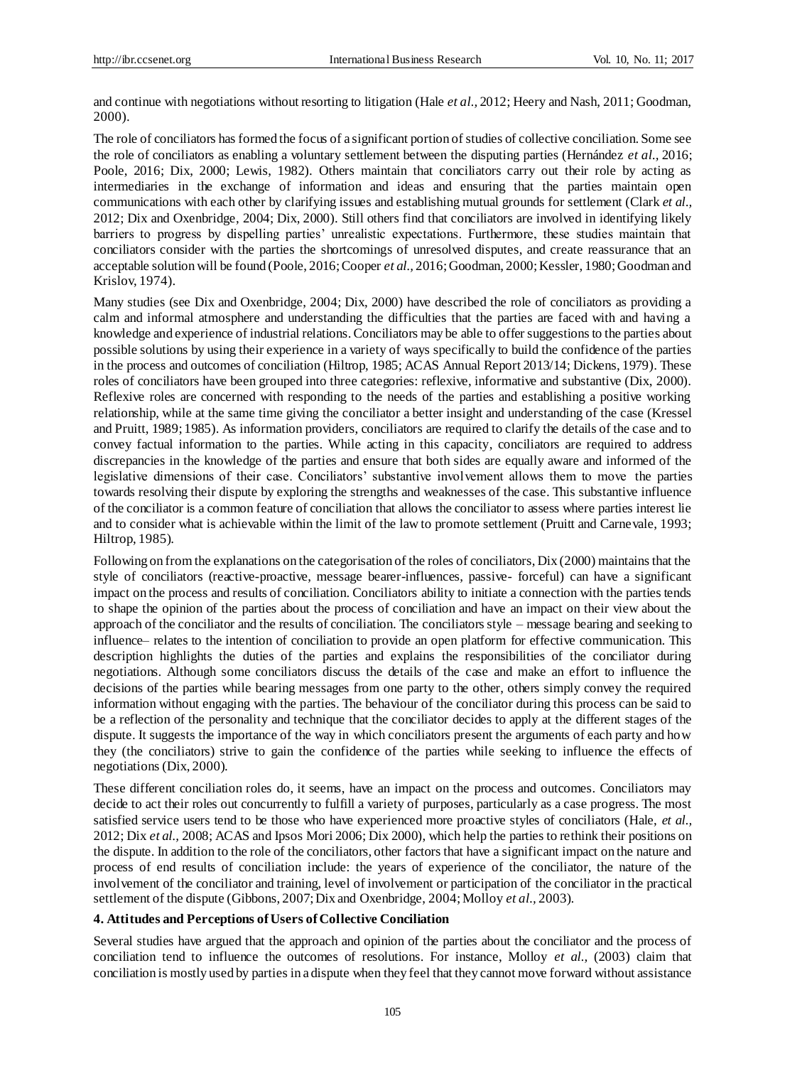and continue with negotiations without resorting to litigation (Hale *et al.*, 2012; Heery and Nash, 2011; Goodman, 2000).

The role of conciliators has formed the focus of a significant portion of studies of collective conciliation. Some see the role of conciliators as enabling a voluntary settlement between the disputing parties (Hernández *et al.*, 2016; Poole, 2016; Dix, 2000; Lewis, 1982). Others maintain that conciliators carry out their role by acting as intermediaries in the exchange of information and ideas and ensuring that the parties maintain open communications with each other by clarifying issues and establishing mutual grounds for settlement (Clark *et al.*, 2012; Dix and Oxenbridge, 2004; Dix, 2000). Still others find that conciliators are involved in identifying likely barriers to progress by dispelling parties' unrealistic expectations. Furthermore, these studies maintain that conciliators consider with the parties the shortcomings of unresolved disputes, and create reassurance that an acceptable solution will be found (Poole, 2016; Cooper *et al.*, 2016; Goodman, 2000; Kessler, 1980; Goodman and Krislov, 1974).

Many studies (see Dix and Oxenbridge, 2004; Dix, 2000) have described the role of conciliators as providing a calm and informal atmosphere and understanding the difficulties that the parties are faced with and having a knowledge and experience of industrial relations. Conciliators may be able to offer suggestions to the parties about possible solutions by using their experience in a variety of ways specifically to build the confidence of the parties in the process and outcomes of conciliation (Hiltrop, 1985; ACAS Annual Report 2013/14; Dickens, 1979). These roles of conciliators have been grouped into three categories: reflexive, informative and substantive (Dix, 2000). Reflexive roles are concerned with responding to the needs of the parties and establishing a positive working relationship, while at the same time giving the conciliator a better insight and understanding of the case (Kressel and Pruitt, 1989; 1985). As information providers, conciliators are required to clarify the details of the case and to convey factual information to the parties. While acting in this capacity, conciliators are required to address discrepancies in the knowledge of the parties and ensure that both sides are equally aware and informed of the legislative dimensions of their case. Conciliators' substantive involvement allows them to move the parties towards resolving their dispute by exploring the strengths and weaknesses of the case. This substantive influence of the conciliator is a common feature of conciliation that allows the conciliator to assess where parties interest lie and to consider what is achievable within the limit of the law to promote settlement (Pruitt and Carnevale, 1993; Hiltrop, 1985).

Following on from the explanations on the categorisation of the roles of conciliators, Dix (2000) maintains that the style of conciliators (reactive-proactive, message bearer-influences, passive- forceful) can have a significant impact on the process and results of conciliation. Conciliators ability to initiate a connection with the parties tends to shape the opinion of the parties about the process of conciliation and have an impact on their view about the approach of the conciliator and the results of conciliation. The conciliators style – message bearing and seeking to influence– relates to the intention of conciliation to provide an open platform for effective communication. This description highlights the duties of the parties and explains the responsibilities of the conciliator during negotiations. Although some conciliators discuss the details of the case and make an effort to influence the decisions of the parties while bearing messages from one party to the other, others simply convey the required information without engaging with the parties. The behaviour of the conciliator during this process can be said to be a reflection of the personality and technique that the conciliator decides to apply at the different stages of the dispute. It suggests the importance of the way in which conciliators present the arguments of each party and how they (the conciliators) strive to gain the confidence of the parties while seeking to influence the effects of negotiations (Dix, 2000).

These different conciliation roles do, it seems, have an impact on the process and outcomes. Conciliators may decide to act their roles out concurrently to fulfill a variety of purposes, particularly as a case progress. The most satisfied service users tend to be those who have experienced more proactive styles of conciliators (Hale, *et al.*, 2012; Dix *et al.*, 2008; ACAS and Ipsos Mori 2006; Dix 2000), which help the parties to rethink their positions on the dispute. In addition to the role of the conciliators, other factors that have a significant impact on the nature and process of end results of conciliation include: the years of experience of the conciliator, the nature of the involvement of the conciliator and training, level of involvement or participation of the conciliator in the practical settlement of the dispute (Gibbons, 2007; Dix and Oxenbridge, 2004; Molloy *et al.*, 2003).

#### 4. Attitudes and Perceptions of Users of Collective Conciliation

Several studies have argued that the approach and opinion of the parties about the conciliator and the process of conciliation tend to influence the outcomes of resolutions. For instance, Molloy *et al.*, (2003) claim that conciliation is mostly used by parties in a dispute when they feel that they cannot move forward without assistance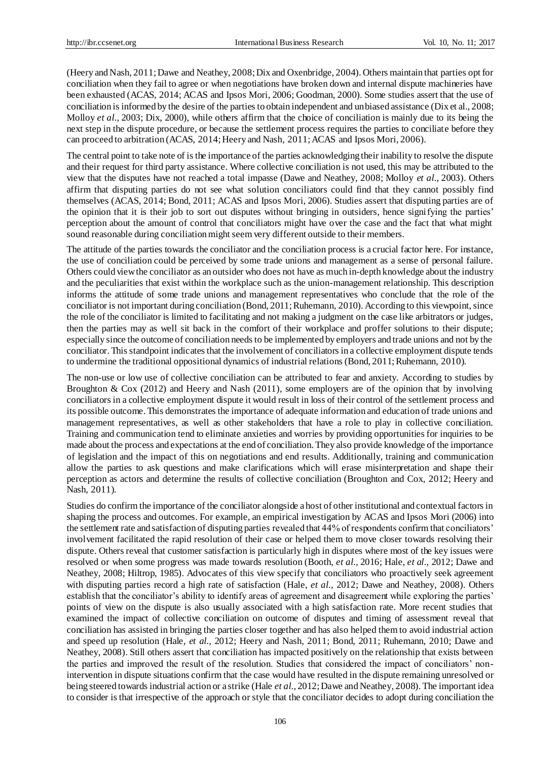(Heery and Nash, 2011; Dawe and Neathey, 2008; Dix and Oxenbridge, 2004). Others maintain that parties opt for conciliation when they fail to agree or when negotiations have broken down and internal dispute machineries have been exhausted (ACAS, 2014; ACAS and Ipsos Mori, 2006; Goodman, 2000). Some studies assert that the use of conciliation is informed by the desire of the parties to obtain independent and unbiased assistance (Dix et al., 2008; Molloy *et al.*, 2003; Dix, 2000), while others affirm that the choice of conciliation is mainly due to its being the next step in the dispute procedure, or because the settlement process requires the parties to conciliate before they can proceed to arbitration (ACAS, 2014; Heery and Nash, 2011; ACAS and Ipsos Mori, 2006).

The central point to take note of is the importance of the parties acknowledging their inability to resolve the dispute and their request for third party assistance. Where collective conciliation is not used, this may be attributed to the view that the disputes have not reached a total impasse (Dawe and Neathey, 2008; Molloy *et al.*, 2003). Others affirm that disputing parties do not see what solution conciliators could find that they cannot possibly find themselves (ACAS, 2014; Bond, 2011; ACAS and Ipsos Mori, 2006). Studies assert that disputing parties are of the opinion that it is their job to sort out disputes without bringing in outsiders, hence signifying the parties' perception about the amount of control that conciliators might have over the case and the fact that what might sound reasonable during conciliation might seem very different outside to their members.

The attitude of the parties towards the conciliator and the conciliation process is a crucial factor here. For instance, the use of conciliation could be perceived by some trade unions and management as a sense of personal failure. Others could view the conciliator as an outsider who does not have as much in-depth knowledge about the industry and the peculiarities that exist within the workplace such as the union-management relationship. This description informs the attitude of some trade unions and management representatives who conclude that the role of the conciliator is not important during conciliation (Bond, 2011; Ruhemann, 2010). According to this viewpoint, since the role of the conciliator is limited to facilitating and not making a judgment on the case like arbitrators or judges, then the parties may as well sit back in the comfort of their workplace and proffer solutions to their dispute; especially since the outcome of conciliation needs to be implemented by employers and trade unions and not by the conciliator. This standpoint indicates that the involvement of conciliators in a collective employment dispute tends to undermine the traditional oppositional dynamics of industrial relations (Bond, 2011; Ruhemann, 2010).

The non-use or low use of collective conciliation can be attributed to fear and anxiety. According to studies by Broughton & Cox (2012) and Heery and Nash (2011), some employers are of the opinion that by involving conciliators in a collective employment dispute it would result in loss of their control of the settlement process and its possible outcome. This demonstrates the importance of adequate information and education of trade unions and management representatives, as well as other stakeholders that have a role to play in collective conciliation. Training and communication tend to eliminate anxieties and worries by providing opportunities for inquiries to be made about the process and expectations at the end of conciliation. They also provide knowledge of the importance of legislation and the impact of this on negotiations and end results. Additionally, training and communication allow the parties to ask questions and make clarifications which will erase misinterpretation and shape their perception as actors and determine the results of collective conciliation (Broughton and Cox, 2012; Heery and Nash, 2011).

Studies do confirm the importance of the conciliator alongside a host of other institutional and contextual factors in shaping the process and outcomes. For example, an empirical investigation by ACAS and Ipsos Mori (2006) into the settlement rate and satisfaction of disputing parties revealed that 44% of respondents confirm that conciliators' involvement facilitated the rapid resolution of their case or helped them to move closer towards resolving their dispute. Others reveal that customer satisfaction is particularly high in disputes where most of the key issues were resolved or when some progress was made towards resolution (Booth, *et al.*, 2016; Hale, *et al.*, 2012; Dawe and Neathey, 2008; Hiltrop, 1985). Advocates of this view specify that conciliators who proactively seek agreement with disputing parties record a high rate of satisfaction (Hale, *et al.*, 2012; Dawe and Neathey, 2008). Others establish that the conciliator's ability to identify areas of agreement and disagreement while exploring the parties' points of view on the dispute is also usually associated with a high satisfaction rate. More recent studies that examined the impact of collective conciliation on outcome of disputes and timing of assessment reveal that conciliation has assisted in bringing the parties closer together and has also helped them to avoid industrial action and speed up resolution (Hale, *et al.*, 2012; Heery and Nash, 2011; Bond, 2011; Ruhemann, 2010; Dawe and Neathey, 2008). Still others assert that conciliation has impacted positively on the relationship that exists between the parties and improved the result of the resolution. Studies that considered the impact of conciliators' non-intervention in dispute situations confirm that the case would have resulted in the dispute remaining unresolved or being steered towards industrial action or a strike (Hale *et al.*, 2012; Dawe and Neathey, 2008). The important idea to consider is that irrespective of the approach or style that the conciliator decides to adopt during conciliation the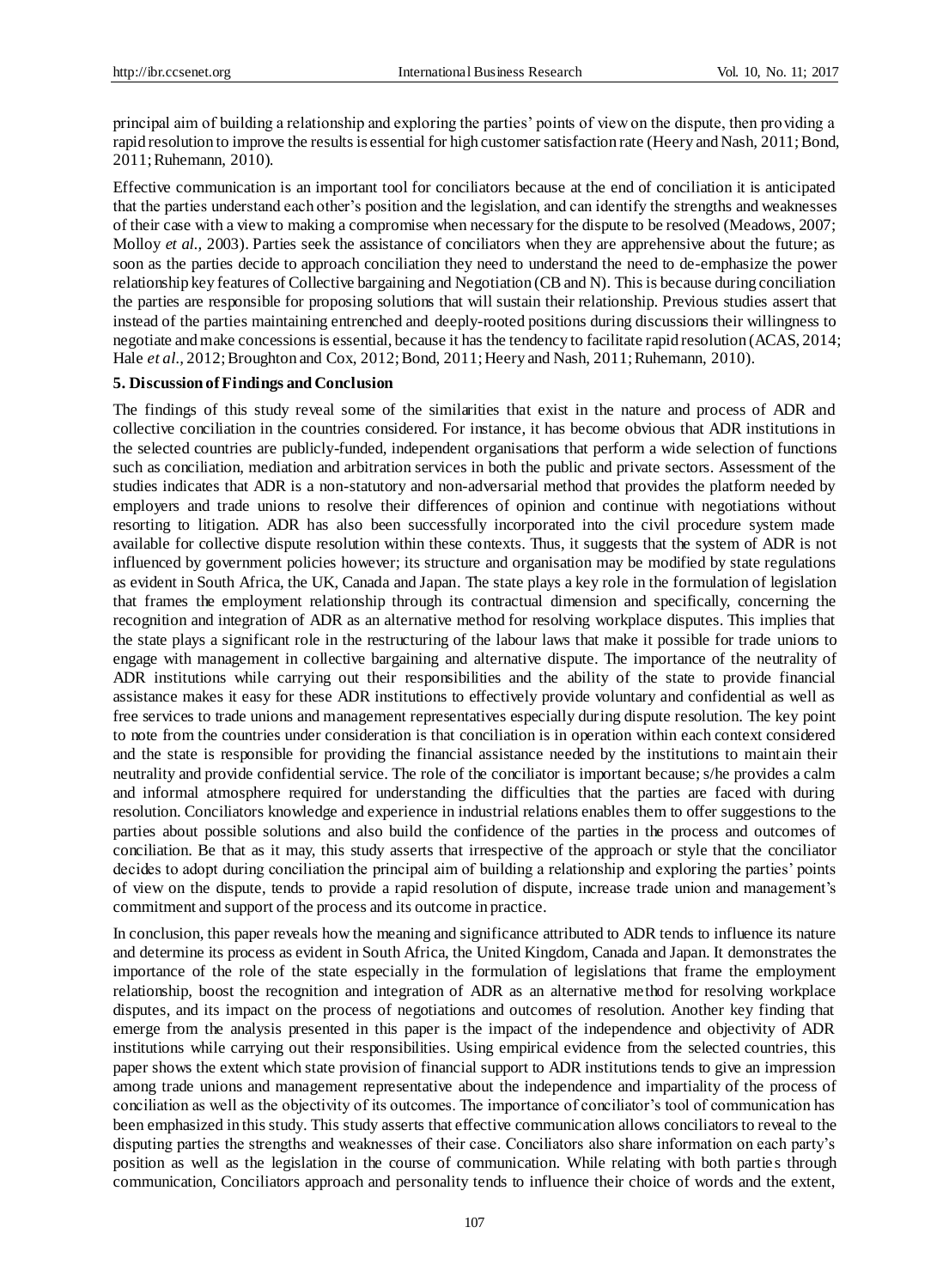principal aim of building a relationship and exploring the parties' points of view on the dispute, then providing a rapid resolution to improve the results is essential for high customer satisfaction rate (Heery and Nash, 2011; Bond, 2011; Ruhemann, 2010).

Effective communication is an important tool for conciliators because at the end of conciliation it is anticipated that the parties understand each other's position and the legislation, and can identify the strengths and weaknesses of their case with a view to making a compromise when necessary for the dispute to be resolved (Meadows, 2007; Molloy *et al.,* 2003). Parties seek the assistance of conciliators when they are apprehensive about the future; as soon as the parties decide to approach conciliation they need to understand the need to de-emphasize the power relationship key features of Collective bargaining and Negotiation (CB and N). This is because during conciliation the parties are responsible for proposing solutions that will sustain their relationship. Previous studies assert that instead of the parties maintaining entrenched and deeply-rooted positions during discussions their willingness to negotiate and make concessions is essential, because it has the tendency to facilitate rapid resolution (ACAS, 2014; Hale *et al.,* 2012; Broughton and Cox, 2012; Bond, 2011; Heery and Nash, 2011; Ruhemann, 2010).

## 5. Discussion of Findings and Conclusion

The findings of this study reveal some of the similarities that exist in the nature and process of ADR and collective conciliation in the countries considered. For instance, it has become obvious that ADR institutions in the selected countries are publicly-funded, independent organisations that perform a wide selection of functions such as conciliation, mediation and arbitration services in both the public and private sectors. Assessment of the studies indicates that ADR is a non-statutory and non-adversarial method that provides the platform needed by employers and trade unions to resolve their differences of opinion and continue with negotiations without resorting to litigation. ADR has also been successfully incorporated into the civil procedure system made available for collective dispute resolution within these contexts. Thus, it suggests that the system of ADR is not influenced by government policies however; its structure and organisation may be modified by state regulations as evident in South Africa, the UK, Canada and Japan. The state plays a key role in the formulation of legislation that frames the employment relationship through its contractual dimension and specifically, concerning the recognition and integration of ADR as an alternative method for resolving workplace disputes. This implies that the state plays a significant role in the restructuring of the labour laws that make it possible for trade unions to engage with management in collective bargaining and alternative dispute. The importance of the neutrality of ADR institutions while carrying out their responsibilities and the ability of the state to provide financial assistance makes it easy for these ADR institutions to effectively provide voluntary and confidential as well as free services to trade unions and management representatives especially during dispute resolution. The key point to note from the countries under consideration is that conciliation is in operation within each context considered and the state is responsible for providing the financial assistance needed by the institutions to maintain their neutrality and provide confidential service. The role of the conciliator is important because; s/he provides a calm and informal atmosphere required for understanding the difficulties that the parties are faced with during resolution. Conciliators knowledge and experience in industrial relations enables them to offer suggestions to the parties about possible solutions and also build the confidence of the parties in the process and outcomes of conciliation. Be that as it may, this study asserts that irrespective of the approach or style that the conciliator decides to adopt during conciliation the principal aim of building a relationship and exploring the parties' points of view on the dispute, tends to provide a rapid resolution of dispute, increase trade union and management's commitment and support of the process and its outcome in practice.

In conclusion, this paper reveals how the meaning and significance attributed to ADR tends to influence its nature and determine its process as evident in South Africa, the United Kingdom, Canada and Japan. It demonstrates the importance of the role of the state especially in the formulation of legislations that frame the employment relationship, boost the recognition and integration of ADR as an alternative method for resolving workplace disputes, and its impact on the process of negotiations and outcomes of resolution. Another key finding that emerge from the analysis presented in this paper is the impact of the independence and objectivity of ADR institutions while carrying out their responsibilities. Using empirical evidence from the selected countries, this paper shows the extent which state provision of financial support to ADR institutions tends to give an impression among trade unions and management representative about the independence and impartiality of the process of conciliation as well as the objectivity of its outcomes. The importance of conciliator's tool of communication has been emphasized in this study. This study asserts that effective communication allows conciliators to reveal to the disputing parties the strengths and weaknesses of their case. Conciliators also share information on each party's position as well as the legislation in the course of communication. While relating with both parties through communication, Conciliators approach and personality tends to influence their choice of words and the extent,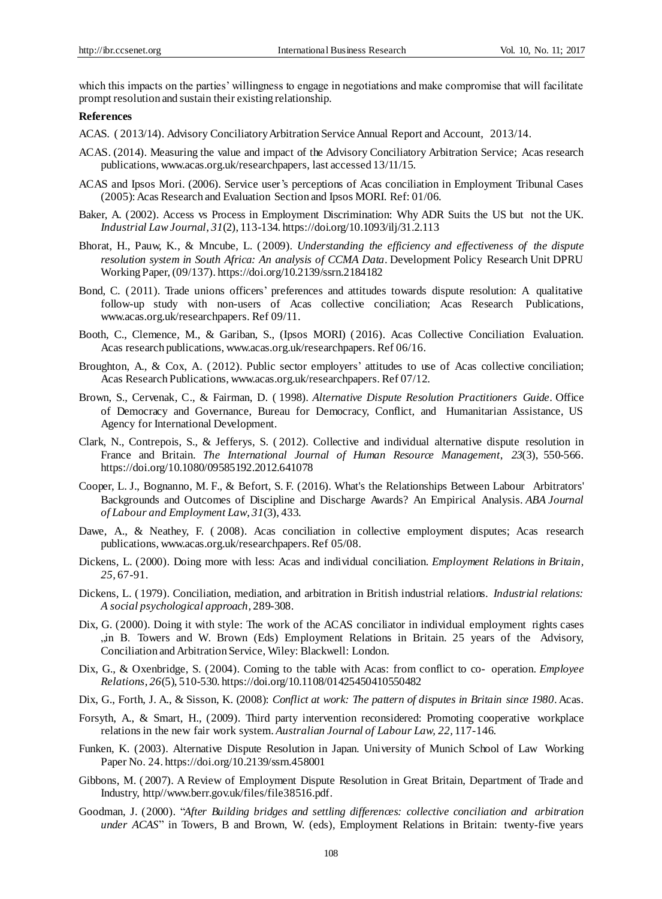which this impacts on the parties' willingness to engage in negotiations and make compromise that will facilitate prompt resolution and sustain their existing relationship.

**References**

ACAS. ( 2013/14). Advisory Conciliatory Arbitration Service Annual Report and Account, 2013/14.

ACAS. (2014). Measuring the value and impact of the Advisory Conciliatory Arbitration Service; Acas research publications, www.acas.org.uk/researchpapers, last accessed 13/11/15.

ACAS and Ipsos Mori. (2006). Service user's perceptions of Acas conciliation in Employment Tribunal Cases (2005): Acas Research and Evaluation Section and Ipsos MORI. Ref: 01/06.

Baker, A. (2002). Access vs Process in Employment Discrimination: Why ADR Suits the US but not the UK. *Industrial Law Journal*, *31*(2), 113-134. https://doi.org/10.1093/ilj/31.2.113

Bhorat, H., Pauw, K., & Mncube, L. ( 2009). *Understanding the efficiency and effectiveness of the dispute resolution system in South Africa: An analysis of CCMA Data*. Development Policy Research Unit DPRU Working Paper, (09/137). https://doi.org/10.2139/ssrn.2184182

Bond, C. ( 2011). Trade unions officers' preferences and attitudes towards dispute resolution: A qualitative follow-up study with non-users of Acas collective conciliation; Acas Research Publications, www.acas.org.uk/researchpapers. Ref 09/11.

Booth, C., Clemence, M., & Gariban, S., (Ipsos MORI) ( 2016). Acas Collective Conciliation Evaluation. Acas research publications, www.acas.org.uk/researchpapers. Ref 06/16.

Broughton, A., & Cox, A. ( 2012). Public sector employers' attitudes to use of Acas collective conciliation; Acas Research Publications, www.acas.org.uk/researchpapers. Ref 07/12.

Brown, S., Cervenak, C., & Fairman, D. ( 1998). *Alternative Dispute Resolution Practitioners Guide*. Office of Democracy and Governance, Bureau for Democracy, Conflict, and Humanitarian Assistance, US Agency for International Development.

Clark, N., Contrepois, S., & Jefferys, S. ( 2012). Collective and individual alternative dispute resolution in France and Britain. *The International Journal of Human Resource Management*, *23*(3), 550-566. https://doi.org/10.1080/09585192.2012.641078

Cooper, L. J., Bognanno, M. F., & Befort, S. F. (2016). What's the Relationships Between Labour Arbitrators' Backgrounds and Outcomes of Discipline and Discharge Awards? An Empirical Analysis. *ABA Journal of Labour and Employment Law*, *31*(3), 433.

Dawe, A., & Neathey, F. ( 2008). Acas conciliation in collective employment disputes; Acas research publications, www.acas.org.uk/researchpapers. Ref 05/08.

Dickens, L. (2000). Doing more with less: Acas and individual conciliation. *Employment Relations in Britain, 25*, 67-91.

Dickens, L. ( 1979). Conciliation, mediation, and arbitration in British industrial relations. *Industrial relations: A social psychological approach*, 289-308.

Dix, G. (2000). Doing it with style: The work of the ACAS conciliator in individual employment rights cases „in B. Towers and W. Brown (Eds) Employment Relations in Britain. 25 years of the Advisory, Conciliation and Arbitration Service, Wiley: Blackwell: London.

Dix, G., & Oxenbridge, S. (2004). Coming to the table with Acas: from conflict to co- operation. *Employee Relations*, *26*(5), 510-530. https://doi.org/10.1108/01425450410550482

Dix, G., Forth, J. A., & Sisson, K. (2008): *Conflict at work: The pattern of disputes in Britain since 1980*. Acas.

Forsyth, A., & Smart, H., (2009). Third party intervention reconsidered: Promoting cooperative workplace relations in the new fair work system. *Australian Journal of Labour Law, 22*, 117-146.

Funken, K. (2003). Alternative Dispute Resolution in Japan. University of Munich School of Law Working Paper No. 24. https://doi.org/10.2139/ssrn.458001

Gibbons, M. ( 2007). A Review of Employment Dispute Resolution in Great Britain, Department of Trade and Industry, http//www.berr.gov.uk/files/file38516.pdf.

Goodman, J. (2000). "*After Building bridges and settling differences: collective conciliation and arbitration under ACAS*" in Towers, B and Brown, W. (eds), Employment Relations in Britain: twenty-five years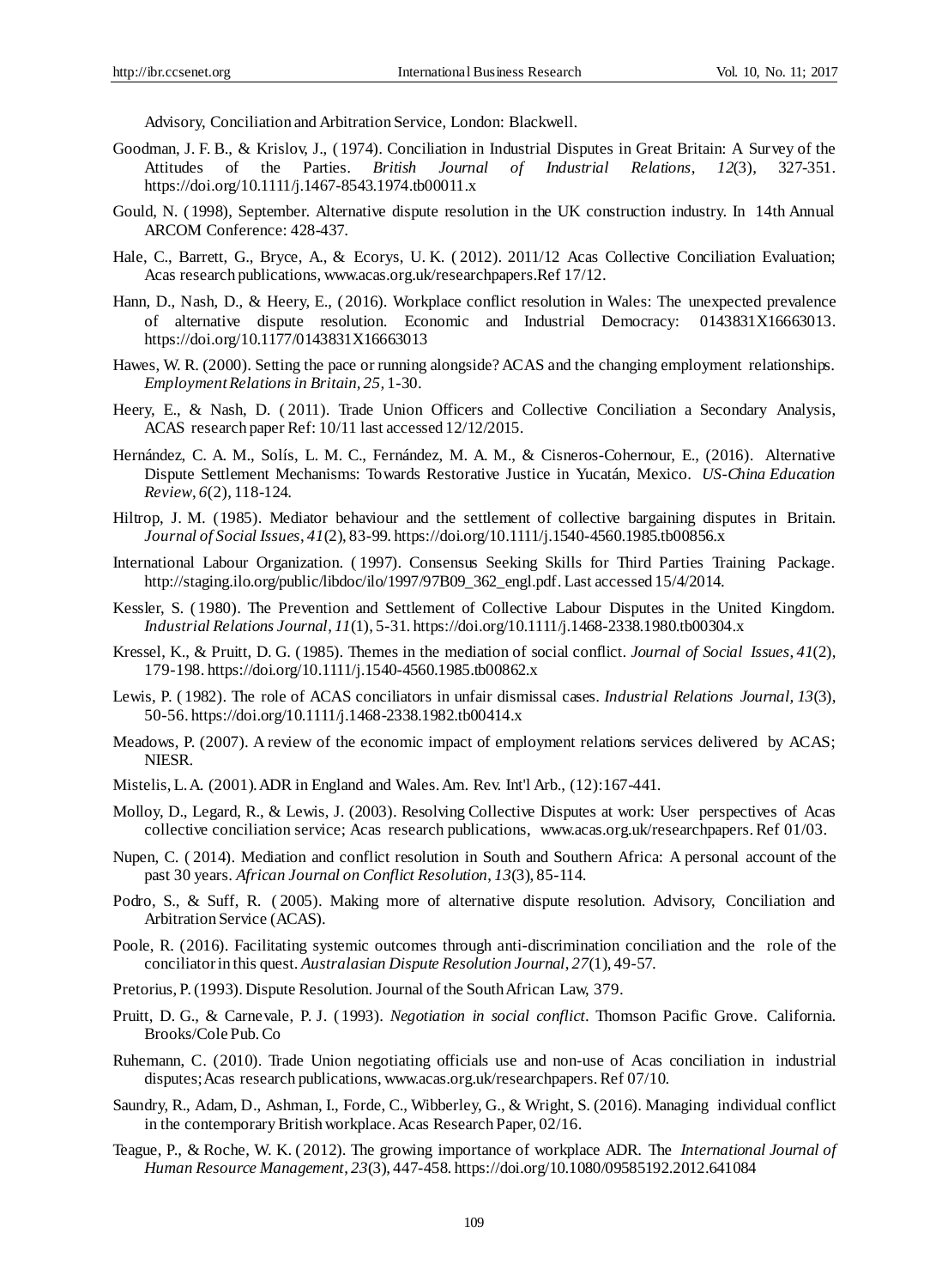Advisory, Conciliation and Arbitration Service, London: Blackwell.

Goodman, J. F. B., & Krislov, J., (1974). Conciliation in Industrial Disputes in Great Britain: A Survey of the Attitudes of the Parties. *British Journal of Industrial Relations*, *12*(3), 327-351. https://doi.org/10.1111/j.1467-8543.1974.tb00011.x

Gould, N. (1998), September. Alternative dispute resolution in the UK construction industry. In 14th Annual ARCOM Conference: 428-437.

Hale, C., Barrett, G., Bryce, A., & Ecorys, U. K. (2012). 2011/12 Acas Collective Conciliation Evaluation; Acas research publications, www.acas.org.uk/researchpapers.Ref 17/12.

Hann, D., Nash, D., & Heery, E., (2016). Workplace conflict resolution in Wales: The unexpected prevalence of alternative dispute resolution. Economic and Industrial Democracy: 0143831X16663013. https://doi.org/10.1177/0143831X16663013

Hawes, W. R. (2000). Setting the pace or running alongside? ACAS and the changing employment relationships. *Employment Relations in Britain*, *25*, 1-30.

Heery, E., & Nash, D. (2011). Trade Union Officers and Collective Conciliation a Secondary Analysis, ACAS research paper Ref: 10/11 last accessed 12/12/2015.

Hernández, C. A. M., Solís, L. M. C., Fernández, M. A. M., & Cisneros-Cohernour, E., (2016). Alternative Dispute Settlement Mechanisms: Towards Restorative Justice in Yucatán, Mexico. *US-China Education Review*, *6*(2), 118-124.

Hiltrop, J. M. (1985). Mediator behaviour and the settlement of collective bargaining disputes in Britain. *Journal of Social Issues*, *41*(2), 83-99. https://doi.org/10.1111/j.1540-4560.1985.tb00856.x

International Labour Organization. (1997). Consensus Seeking Skills for Third Parties Training Package. http://staging.ilo.org/public/libdoc/ilo/1997/97B09_362_engl.pdf. Last accessed 15/4/2014.

Kessler, S. (1980). The Prevention and Settlement of Collective Labour Disputes in the United Kingdom. *Industrial Relations Journal*, *11*(1), 5-31. https://doi.org/10.1111/j.1468-2338.1980.tb00304.x

Kressel, K., & Pruitt, D. G. (1985). Themes in the mediation of social conflict. *Journal of Social Issues*, *41*(2), 179-198. https://doi.org/10.1111/j.1540-4560.1985.tb00862.x

Lewis, P. (1982). The role of ACAS conciliators in unfair dismissal cases. *Industrial Relations Journal*, *13*(3), 50-56. https://doi.org/10.1111/j.1468-2338.1982.tb00414.x

Meadows, P. (2007). A review of the economic impact of employment relations services delivered by ACAS; NIESR.

Mistelis, L. A. (2001). ADR in England and Wales. Am. Rev. Int'l Arb., (12):167-441.

Molloy, D., Legard, R., & Lewis, J. (2003). Resolving Collective Disputes at work: User perspectives of Acas collective conciliation service; Acas research publications, www.acas.org.uk/researchpapers. Ref 01/03.

Nupen, C. (2014). Mediation and conflict resolution in South and Southern Africa: A personal account of the past 30 years. *African Journal on Conflict Resolution*, *13*(3), 85-114.

Podro, S., & Suff, R. (2005). Making more of alternative dispute resolution. Advisory, Conciliation and Arbitration Service (ACAS).

Poole, R. (2016). Facilitating systemic outcomes through anti-discrimination conciliation and the role of the conciliator in this quest. *Australasian Dispute Resolution Journal*, *27*(1), 49-57.

Pretorius, P. (1993). Dispute Resolution. Journal of the South African Law, 379.

Pruitt, D. G., & Carnevale, P. J. (1993). *Negotiation in social conflict*. Thomson Pacific Grove. California. Brooks/Cole Pub. Co

Ruhemann, C. (2010). Trade Union negotiating officials use and non-use of Acas conciliation in industrial disputes; Acas research publications, www.acas.org.uk/researchpapers. Ref 07/10.

Saundry, R., Adam, D., Ashman, I., Forde, C., Wibberley, G., & Wright, S. (2016). Managing individual conflict in the contemporary British workplace. Acas Research Paper, 02/16.

Teague, P., & Roche, W. K. (2012). The growing importance of workplace ADR. The *International Journal of Human Resource Management*, *23*(3), 447-458. https://doi.org/10.1080/09585192.2012.641084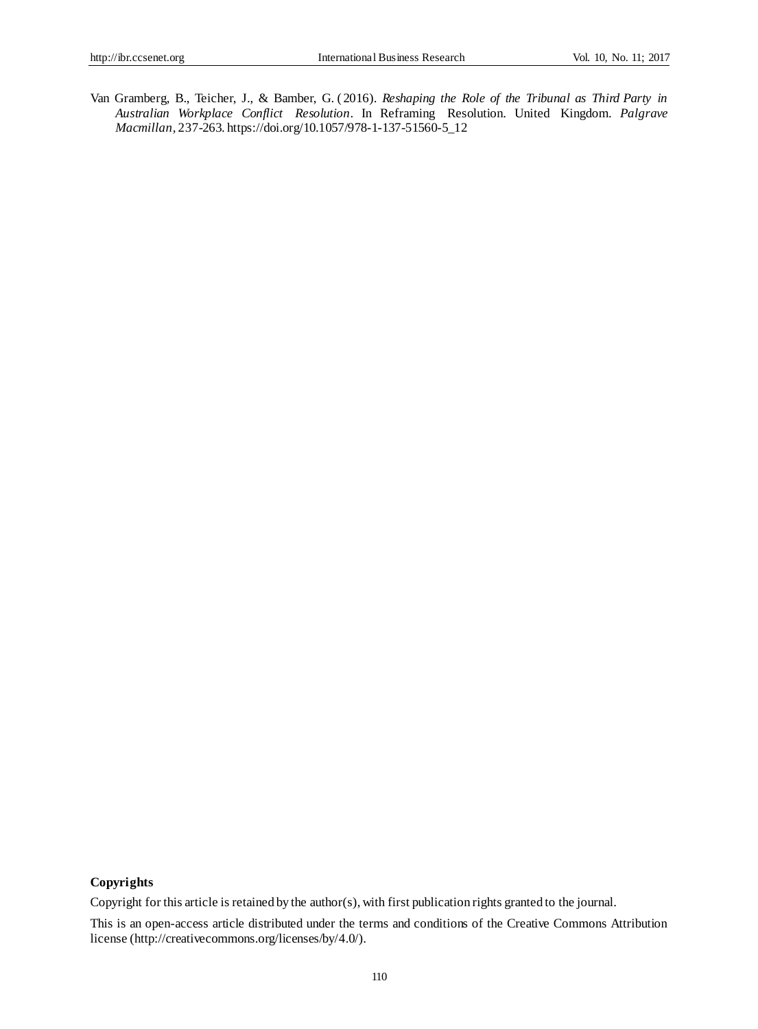Van Gramberg, B., Teicher, J., & Bamber, G. (2016). *Reshaping the Role of the Tribunal as Third Party in Australian Workplace Conflict Resolution*. In Reframing Resolution. United Kingdom. *Palgrave Macmillan*, 237-263. https://doi.org/10.1057/978-1-137-51560-5_12

**Copyrights**

Copyright for this article is retained by the author(s), with first publication rights granted to the journal.

This is an open-access article distributed under the terms and conditions of the Creative Commons Attribution license (http://creativecommons.org/licenses/by/4.0/).